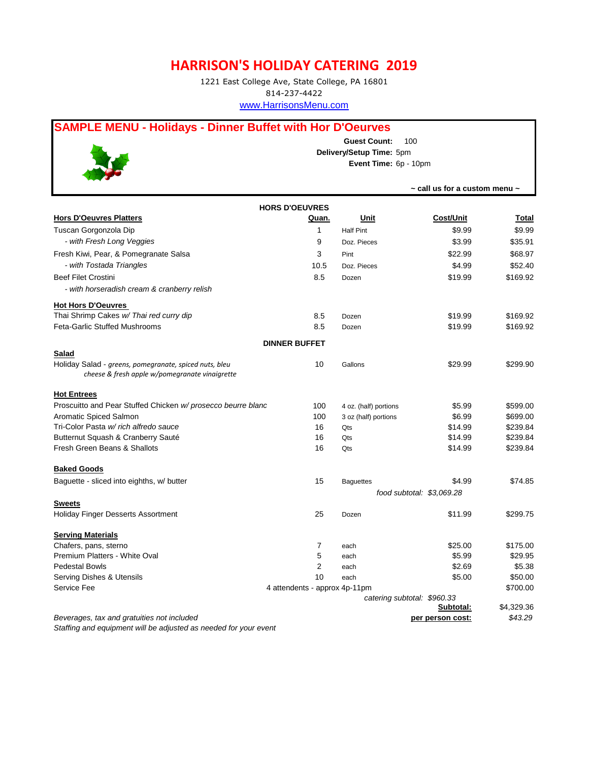# HARRISON'S HOLIDAY CATERING 2019

1221 East College Ave, State College, PA 16801
814-237-4422
www.HarrisonsMenu.com

## SAMPLE MENU - Holidays - Dinner Buffet with Hor D'Oeurves

**Guest Count:** 100
**Delivery/Setup Time:** 5pm
**Event Time:** 6p - 10pm

~ call us for a custom menu ~

| | Quan. | Unit | Cost/Unit | Total |
|---|---|---|---|---|
| **HORS D'OEUVRES** | | | | |
| **Hors D'Oeuvres Platters** | | | | |
| Tuscan Gorgonzola Dip | 1 | Half Pint | $9.99 | $9.99 |
| - *with Fresh Long Veggies* | 9 | Doz. Pieces | $3.99 | $35.91 |
| Fresh Kiwi, Pear, & Pomegranate Salsa | 3 | Pint | $22.99 | $68.97 |
| - *with Tostada Triangles* | 10.5 | Doz. Pieces | $4.99 | $52.40 |
| Beef Filet Crostini | 8.5 | Dozen | $19.99 | $169.92 |
| - *with horseradish cream & cranberry relish* | | | | |
| **Hot Hors D'Oeuvres** | | | | |
| Thai Shrimp Cakes *w/ Thai red curry dip* | 8.5 | Dozen | $19.99 | $169.92 |
| Feta-Garlic Stuffed Mushrooms | 8.5 | Dozen | $19.99 | $169.92 |
| **DINNER BUFFET** | | | | |
| **Salad** | | | | |
| Holiday Salad - *greens, pomegranate, spiced nuts, bleu cheese & fresh apple w/pomegranate vinaigrette* | 10 | Gallons | $29.99 | $299.90 |
| **Hot Entrees** | | | | |
| Proscuitto and Pear Stuffed Chicken *w/ prosecco beurre blanc* | 100 | 4 oz. (half) portions | $5.99 | $599.00 |
| Aromatic Spiced Salmon | 100 | 3 oz (half) portions | $6.99 | $699.00 |
| Tri-Color Pasta *w/ rich alfredo sauce* | 16 | Qts | $14.99 | $239.84 |
| Butternut Squash & Cranberry Sauté | 16 | Qts | $14.99 | $239.84 |
| Fresh Green Beans & Shallots | 16 | Qts | $14.99 | $239.84 |
| **Baked Goods** | | | | |
| Baguette - sliced into eighths, w/ butter | 15 | Baguettes | $4.99 | $74.85 |
| | | *food subtotal:* | *$3,069.28* | |
| **Sweets** | | | | |
| Holiday Finger Desserts Assortment | 25 | Dozen | $11.99 | $299.75 |
| **Serving Materials** | | | | |
| Chafers, pans, sterno | 7 | each | $25.00 | $175.00 |
| Premium Platters - White Oval | 5 | each | $5.99 | $29.95 |
| Pedestal Bowls | 2 | each | $2.69 | $5.38 |
| Serving Dishes & Utensils | 10 | each | $5.00 | $50.00 |
| Service Fee | 4 attendents - approx 4p-11pm | | | $700.00 |
| | | *catering subtotal:* | *$960.33* | |
| | | | **Subtotal:** | $4,329.36 |
| | | | **per person cost:** | *$43.29* |

*Beverages, tax and gratuities not included*
*Staffing and equipment will be adjusted as needed for your event*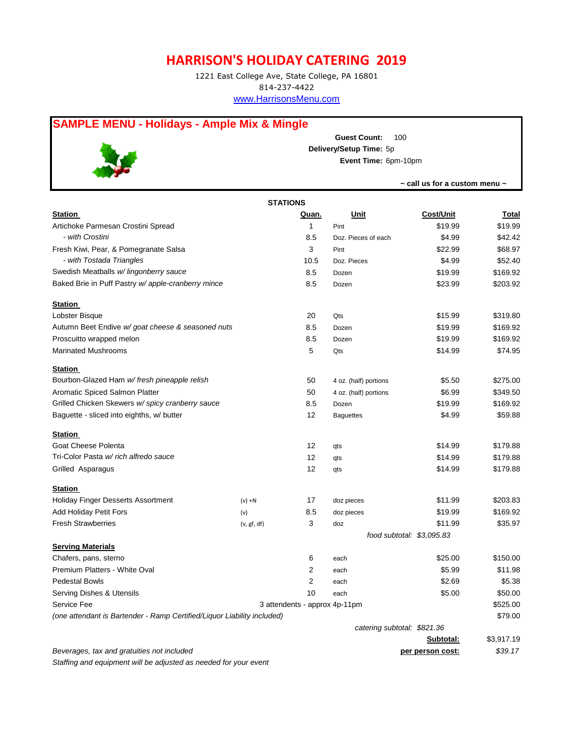# HARRISON'S HOLIDAY CATERING 2019

1221 East College Ave, State College, PA 16801

814-237-4422

www.HarrisonsMenu.com

## SAMPLE MENU - Holidays - Ample Mix & Mingle

**Guest Count:** 100

**Delivery/Setup Time:** 5p

**Event Time:** 6pm-10pm

**~ call us for a custom menu ~**

**STATIONS**

| **Station** | | **Quan.** | **Unit** | **Cost/Unit** | **Total** |
|---|---|---|---|---|---|
| Artichoke Parmesan Crostini Spread | | 1 | Pint | $19.99 | $19.99 |
| *- with Crostini* | | 8.5 | Doz. Pieces of each | $4.99 | $42.42 |
| Fresh Kiwi, Pear, & Pomegranate Salsa | | 3 | Pint | $22.99 | $68.97 |
| *- with Tostada Triangles* | | 10.5 | Doz. Pieces | $4.99 | $52.40 |
| Swedish Meatballs *w/ lingonberry sauce* | | 8.5 | Dozen | $19.99 | $169.92 |
| Baked Brie in Puff Pastry *w/ apple-cranberry mince* | | 8.5 | Dozen | $23.99 | $203.92 |
| **Station** | | | | | |
| Lobster Bisque | | 20 | Qts | $15.99 | $319.80 |
| Autumn Beet Endive *w/ goat cheese & seasoned nuts* | | 8.5 | Dozen | $19.99 | $169.92 |
| Proscuitto wrapped melon | | 8.5 | Dozen | $19.99 | $169.92 |
| Marinated Mushrooms | | 5 | Qts | $14.99 | $74.95 |
| **Station** | | | | | |
| Bourbon-Glazed Ham *w/ fresh pineapple relish* | | 50 | 4 oz. (half) portions | $5.50 | $275.00 |
| Aromatic Spiced Salmon Platter | | 50 | 4 oz. (half) portions | $6.99 | $349.50 |
| Grilled Chicken Skewers *w/ spicy cranberry sauce* | | 8.5 | Dozen | $19.99 | $169.92 |
| Baguette - sliced into eighths, w/ butter | | 12 | Baguettes | $4.99 | $59.88 |
| **Station** | | | | | |
| Goat Cheese Polenta | | 12 | qts | $14.99 | $179.88 |
| Tri-Color Pasta *w/ rich alfredo sauce* | | 12 | qts | $14.99 | $179.88 |
| Grilled Asparagus | | 12 | qts | $14.99 | $179.88 |
| **Station** | | | | | |
| Holiday Finger Desserts Assortment | (v) +N | 17 | doz pieces | $11.99 | $203.83 |
| Add Holiday Petit Fors | (v) | 8.5 | doz pieces | $19.99 | $169.92 |
| Fresh Strawberries | (v, gf, df) | 3 | doz | $11.99 | $35.97 |
| | | | *food subtotal:* | *$3,095.83* | |
| **Serving Materials** | | | | | |
| Chafers, pans, sterno | | 6 | each | $25.00 | $150.00 |
| Premium Platters - White Oval | | 2 | each | $5.99 | $11.98 |
| Pedestal Bowls | | 2 | each | $2.69 | $5.38 |
| Serving Dishes & Utensils | | 10 | each | $5.00 | $50.00 |
| Service Fee | 3 attendents - approx 4p-11pm | | | | $525.00 |
| *(one attendant is Bartender - Ramp Certified/Liquor Liability included)* | | | | | $79.00 |
| | | | *catering subtotal:* | *$821.36* | |
| | | | | **Subtotal:** | $3,917.19 |
| *Beverages, tax and gratuities not included* | | | | **per person cost:** | *$39.17* |

*Staffing and equipment will be adjusted as needed for your event*